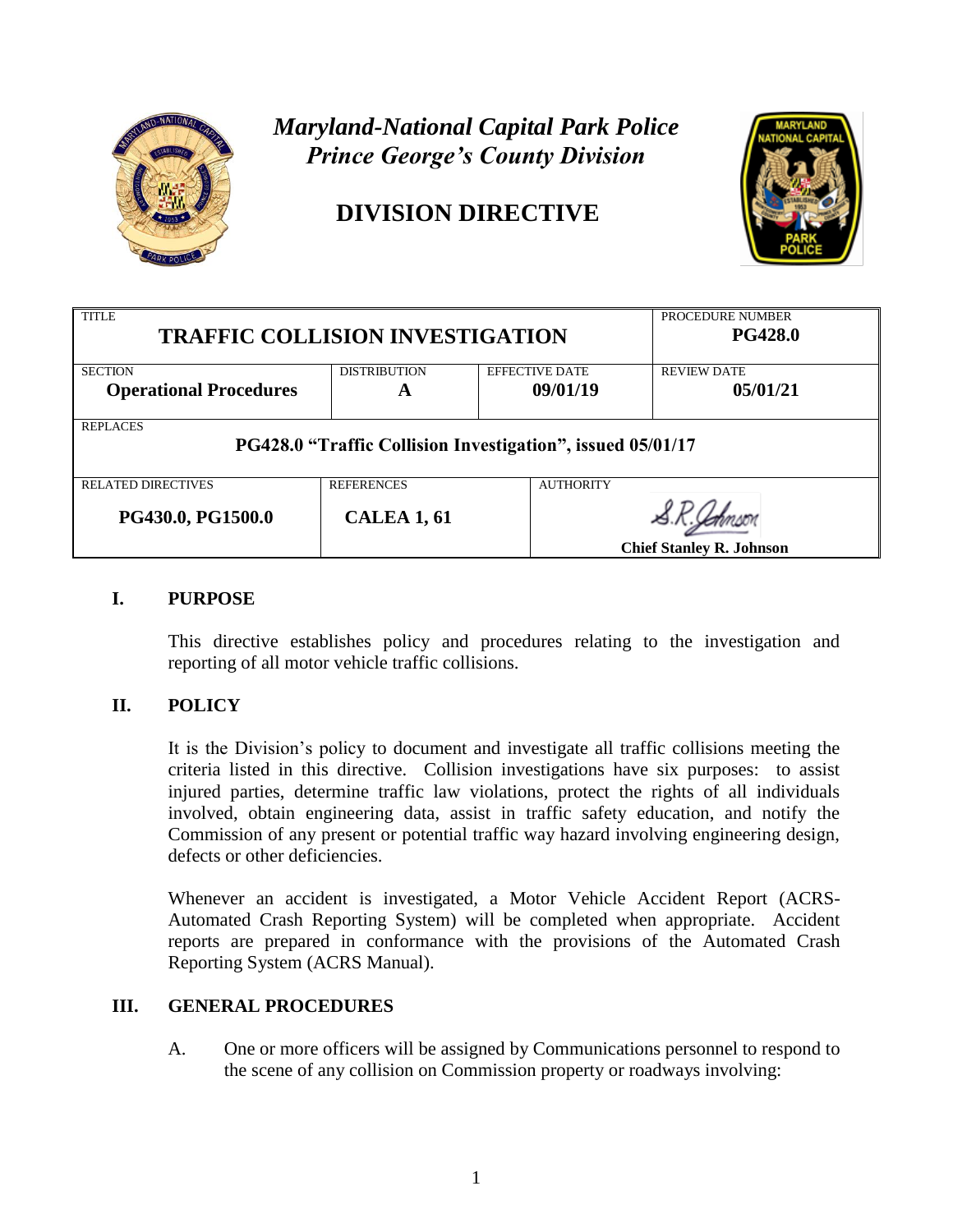*Maryland-National Capital Park Police*
*Prince George's County Division*

# DIVISION DIRECTIVE

| TITLE | | | PROCEDURE NUMBER |
|---|---|---|---|
| **TRAFFIC COLLISION INVESTIGATION** | | | **PG428.0** |
| SECTION **Operational Procedures** | DISTRIBUTION **A** | EFFECTIVE DATE **09/01/19** | REVIEW DATE **05/01/21** |
| REPLACES **PG428.0 "Traffic Collision Investigation", issued 05/01/17** | | | |
| RELATED DIRECTIVES **PG430.0, PG1500.0** | REFERENCES **CALEA 1, 61** | AUTHORITY S.R. Johnson **Chief Stanley R. Johnson** | |

## I. PURPOSE

This directive establishes policy and procedures relating to the investigation and reporting of all motor vehicle traffic collisions.

## II. POLICY

It is the Division's policy to document and investigate all traffic collisions meeting the criteria listed in this directive. Collision investigations have six purposes: to assist injured parties, determine traffic law violations, protect the rights of all individuals involved, obtain engineering data, assist in traffic safety education, and notify the Commission of any present or potential traffic way hazard involving engineering design, defects or other deficiencies.

Whenever an accident is investigated, a Motor Vehicle Accident Report (ACRS-Automated Crash Reporting System) will be completed when appropriate. Accident reports are prepared in conformance with the provisions of the Automated Crash Reporting System (ACRS Manual).

## III. GENERAL PROCEDURES

A. One or more officers will be assigned by Communications personnel to respond to the scene of any collision on Commission property or roadways involving: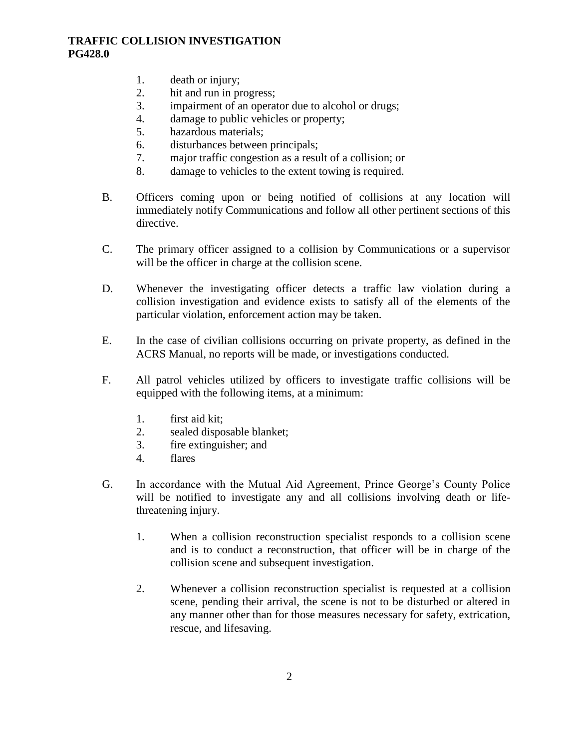1. death or injury;
2. hit and run in progress;
3. impairment of an operator due to alcohol or drugs;
4. damage to public vehicles or property;
5. hazardous materials;
6. disturbances between principals;
7. major traffic congestion as a result of a collision; or
8. damage to vehicles to the extent towing is required.

B. Officers coming upon or being notified of collisions at any location will immediately notify Communications and follow all other pertinent sections of this directive.

C. The primary officer assigned to a collision by Communications or a supervisor will be the officer in charge at the collision scene.

D. Whenever the investigating officer detects a traffic law violation during a collision investigation and evidence exists to satisfy all of the elements of the particular violation, enforcement action may be taken.

E. In the case of civilian collisions occurring on private property, as defined in the ACRS Manual, no reports will be made, or investigations conducted.

F. All patrol vehicles utilized by officers to investigate traffic collisions will be equipped with the following items, at a minimum:

   1. first aid kit;
   2. sealed disposable blanket;
   3. fire extinguisher; and
   4. flares

G. In accordance with the Mutual Aid Agreement, Prince George's County Police will be notified to investigate any and all collisions involving death or life-threatening injury.

   1. When a collision reconstruction specialist responds to a collision scene and is to conduct a reconstruction, that officer will be in charge of the collision scene and subsequent investigation.

   2. Whenever a collision reconstruction specialist is requested at a collision scene, pending their arrival, the scene is not to be disturbed or altered in any manner other than for those measures necessary for safety, extrication, rescue, and lifesaving.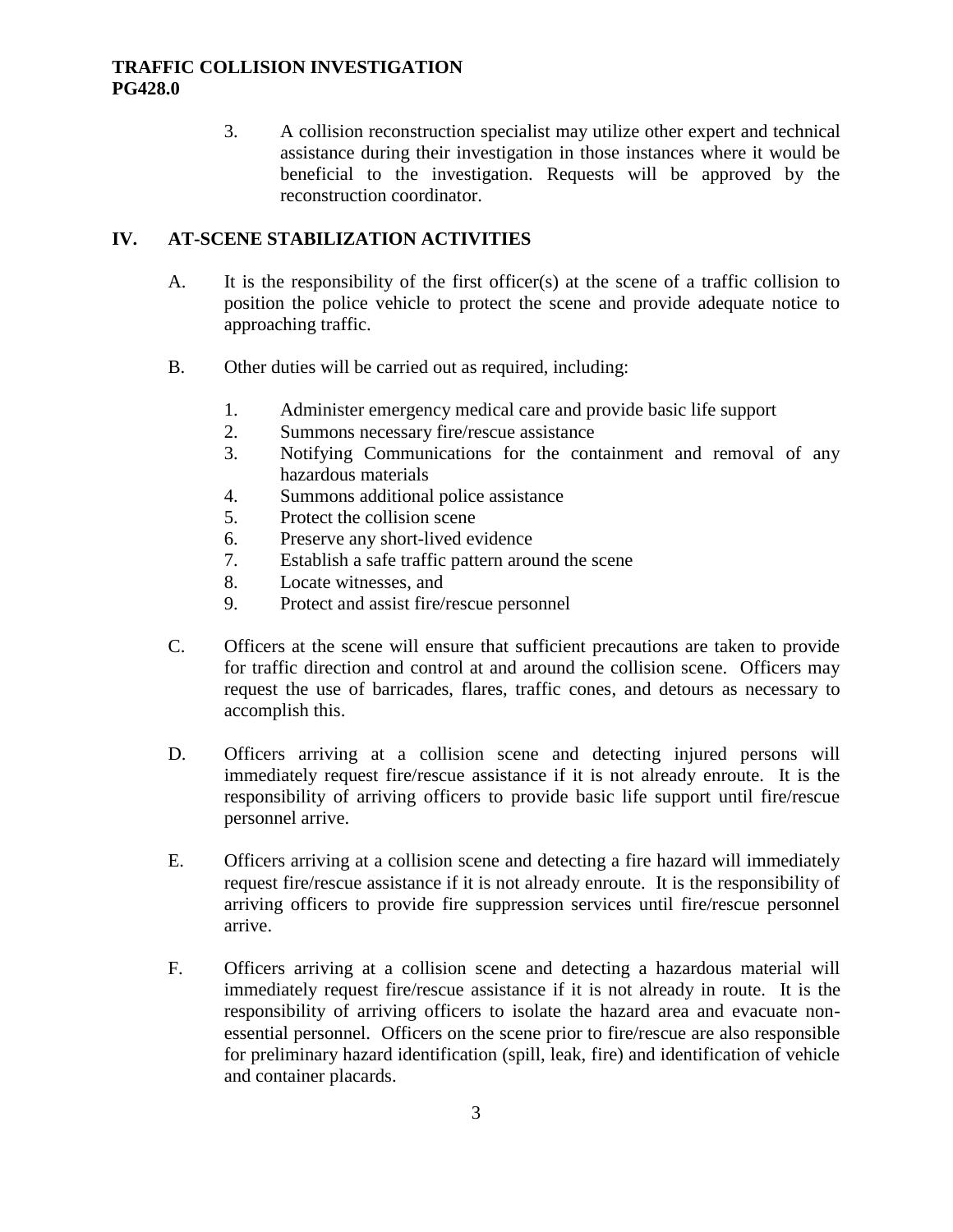3. A collision reconstruction specialist may utilize other expert and technical assistance during their investigation in those instances where it would be beneficial to the investigation. Requests will be approved by the reconstruction coordinator.

## IV. AT-SCENE STABILIZATION ACTIVITIES

A. It is the responsibility of the first officer(s) at the scene of a traffic collision to position the police vehicle to protect the scene and provide adequate notice to approaching traffic.

B. Other duties will be carried out as required, including:

1. Administer emergency medical care and provide basic life support
2. Summons necessary fire/rescue assistance
3. Notifying Communications for the containment and removal of any hazardous materials
4. Summons additional police assistance
5. Protect the collision scene
6. Preserve any short-lived evidence
7. Establish a safe traffic pattern around the scene
8. Locate witnesses, and
9. Protect and assist fire/rescue personnel

C. Officers at the scene will ensure that sufficient precautions are taken to provide for traffic direction and control at and around the collision scene. Officers may request the use of barricades, flares, traffic cones, and detours as necessary to accomplish this.

D. Officers arriving at a collision scene and detecting injured persons will immediately request fire/rescue assistance if it is not already enroute. It is the responsibility of arriving officers to provide basic life support until fire/rescue personnel arrive.

E. Officers arriving at a collision scene and detecting a fire hazard will immediately request fire/rescue assistance if it is not already enroute. It is the responsibility of arriving officers to provide fire suppression services until fire/rescue personnel arrive.

F. Officers arriving at a collision scene and detecting a hazardous material will immediately request fire/rescue assistance if it is not already in route. It is the responsibility of arriving officers to isolate the hazard area and evacuate non-essential personnel. Officers on the scene prior to fire/rescue are also responsible for preliminary hazard identification (spill, leak, fire) and identification of vehicle and container placards.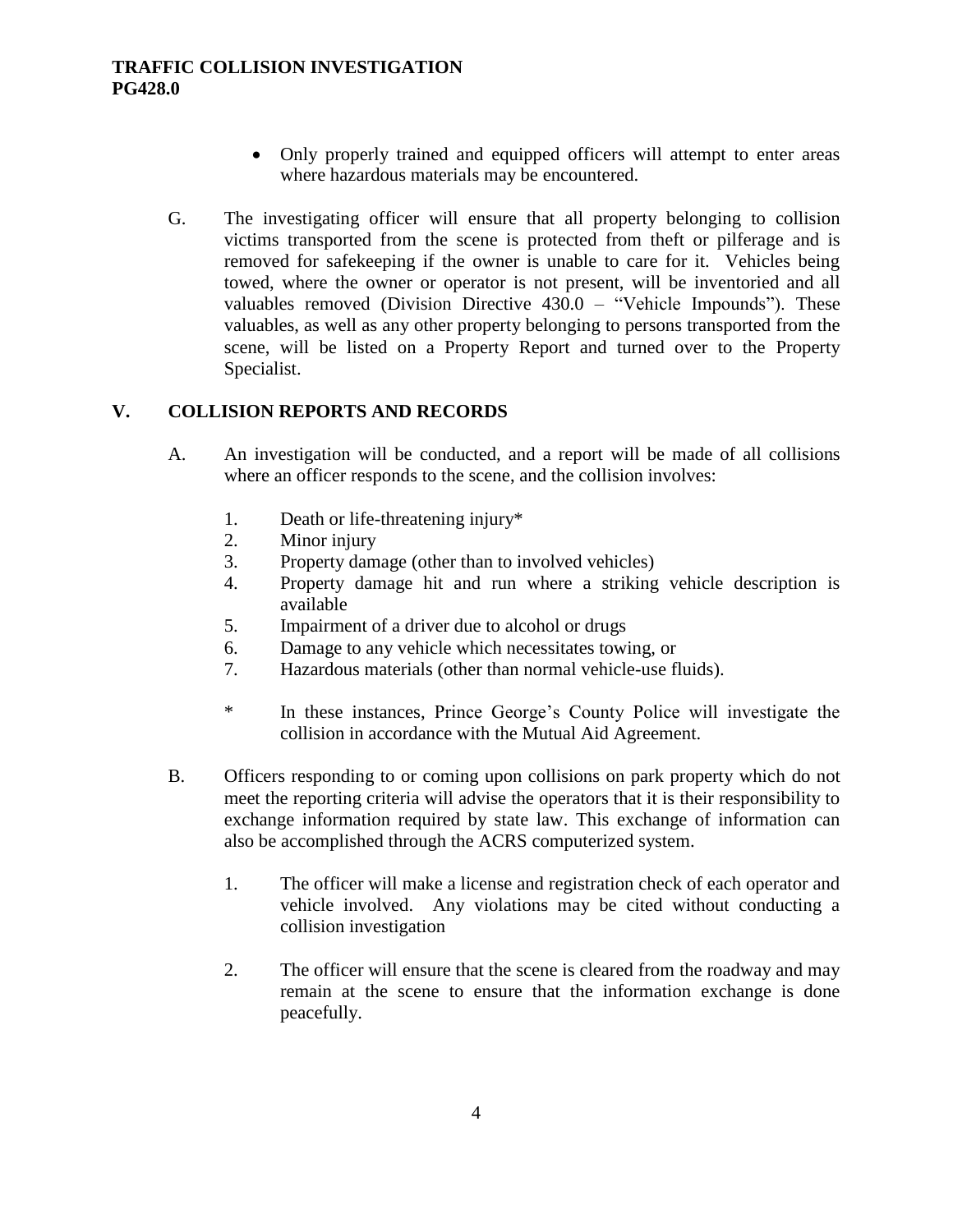- Only properly trained and equipped officers will attempt to enter areas where hazardous materials may be encountered.

G. The investigating officer will ensure that all property belonging to collision victims transported from the scene is protected from theft or pilferage and is removed for safekeeping if the owner is unable to care for it. Vehicles being towed, where the owner or operator is not present, will be inventoried and all valuables removed (Division Directive 430.0 – "Vehicle Impounds"). These valuables, as well as any other property belonging to persons transported from the scene, will be listed on a Property Report and turned over to the Property Specialist.

## V. COLLISION REPORTS AND RECORDS

A. An investigation will be conducted, and a report will be made of all collisions where an officer responds to the scene, and the collision involves:

1. Death or life-threatening injury*
2. Minor injury
3. Property damage (other than to involved vehicles)
4. Property damage hit and run where a striking vehicle description is available
5. Impairment of a driver due to alcohol or drugs
6. Damage to any vehicle which necessitates towing, or
7. Hazardous materials (other than normal vehicle-use fluids).

\* In these instances, Prince George's County Police will investigate the collision in accordance with the Mutual Aid Agreement.

B. Officers responding to or coming upon collisions on park property which do not meet the reporting criteria will advise the operators that it is their responsibility to exchange information required by state law. This exchange of information can also be accomplished through the ACRS computerized system.

1. The officer will make a license and registration check of each operator and vehicle involved. Any violations may be cited without conducting a collision investigation

2. The officer will ensure that the scene is cleared from the roadway and may remain at the scene to ensure that the information exchange is done peacefully.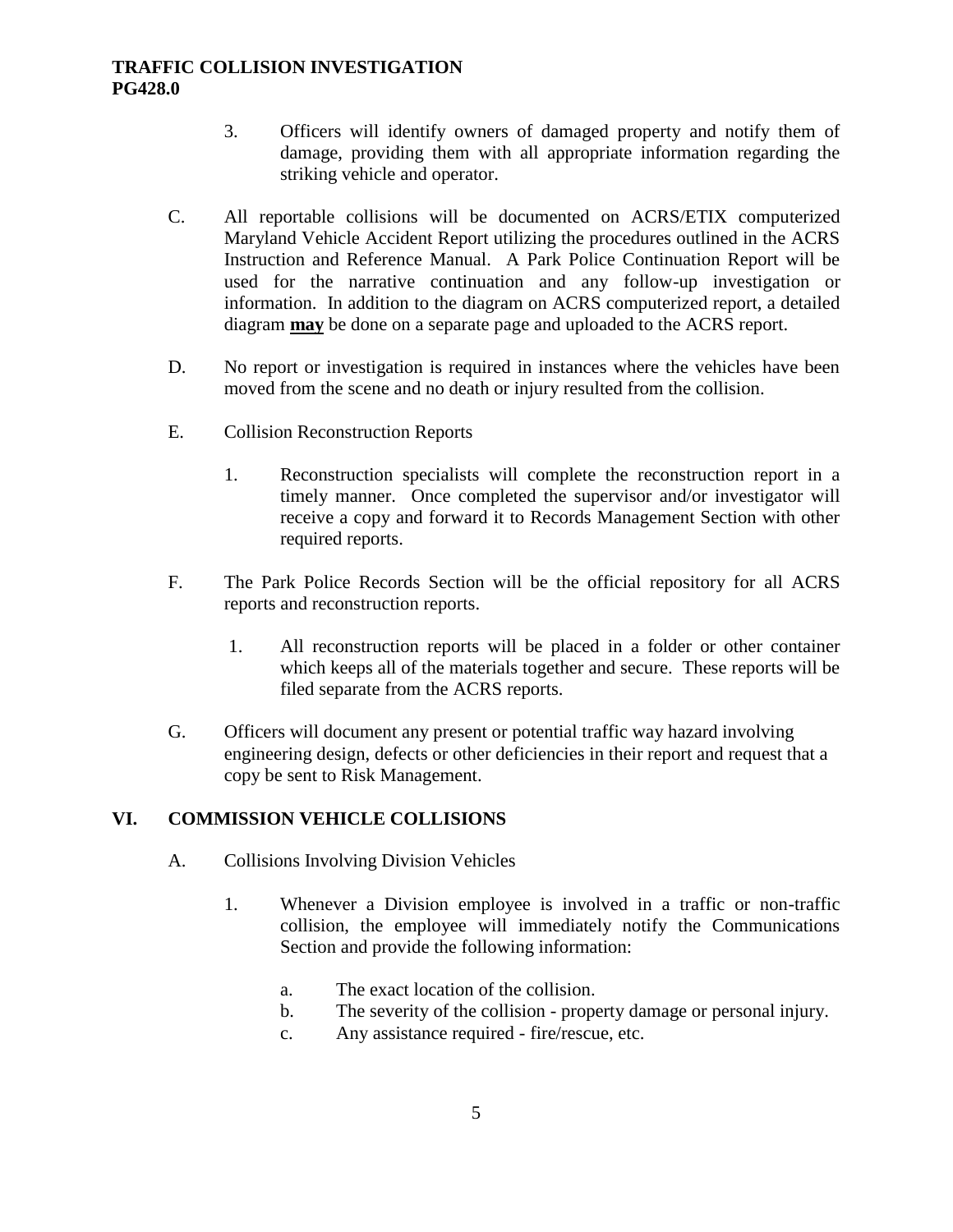3. Officers will identify owners of damaged property and notify them of damage, providing them with all appropriate information regarding the striking vehicle and operator.

C. All reportable collisions will be documented on ACRS/ETIX computerized Maryland Vehicle Accident Report utilizing the procedures outlined in the ACRS Instruction and Reference Manual. A Park Police Continuation Report will be used for the narrative continuation and any follow-up investigation or information. In addition to the diagram on ACRS computerized report, a detailed diagram **<u>may</u>** be done on a separate page and uploaded to the ACRS report.

D. No report or investigation is required in instances where the vehicles have been moved from the scene and no death or injury resulted from the collision.

E. Collision Reconstruction Reports

1. Reconstruction specialists will complete the reconstruction report in a timely manner. Once completed the supervisor and/or investigator will receive a copy and forward it to Records Management Section with other required reports.

F. The Park Police Records Section will be the official repository for all ACRS reports and reconstruction reports.

1. All reconstruction reports will be placed in a folder or other container which keeps all of the materials together and secure. These reports will be filed separate from the ACRS reports.

G. Officers will document any present or potential traffic way hazard involving engineering design, defects or other deficiencies in their report and request that a copy be sent to Risk Management.

## VI. COMMISSION VEHICLE COLLISIONS

A. Collisions Involving Division Vehicles

1. Whenever a Division employee is involved in a traffic or non-traffic collision, the employee will immediately notify the Communications Section and provide the following information:

a. The exact location of the collision.
b. The severity of the collision - property damage or personal injury.
c. Any assistance required - fire/rescue, etc.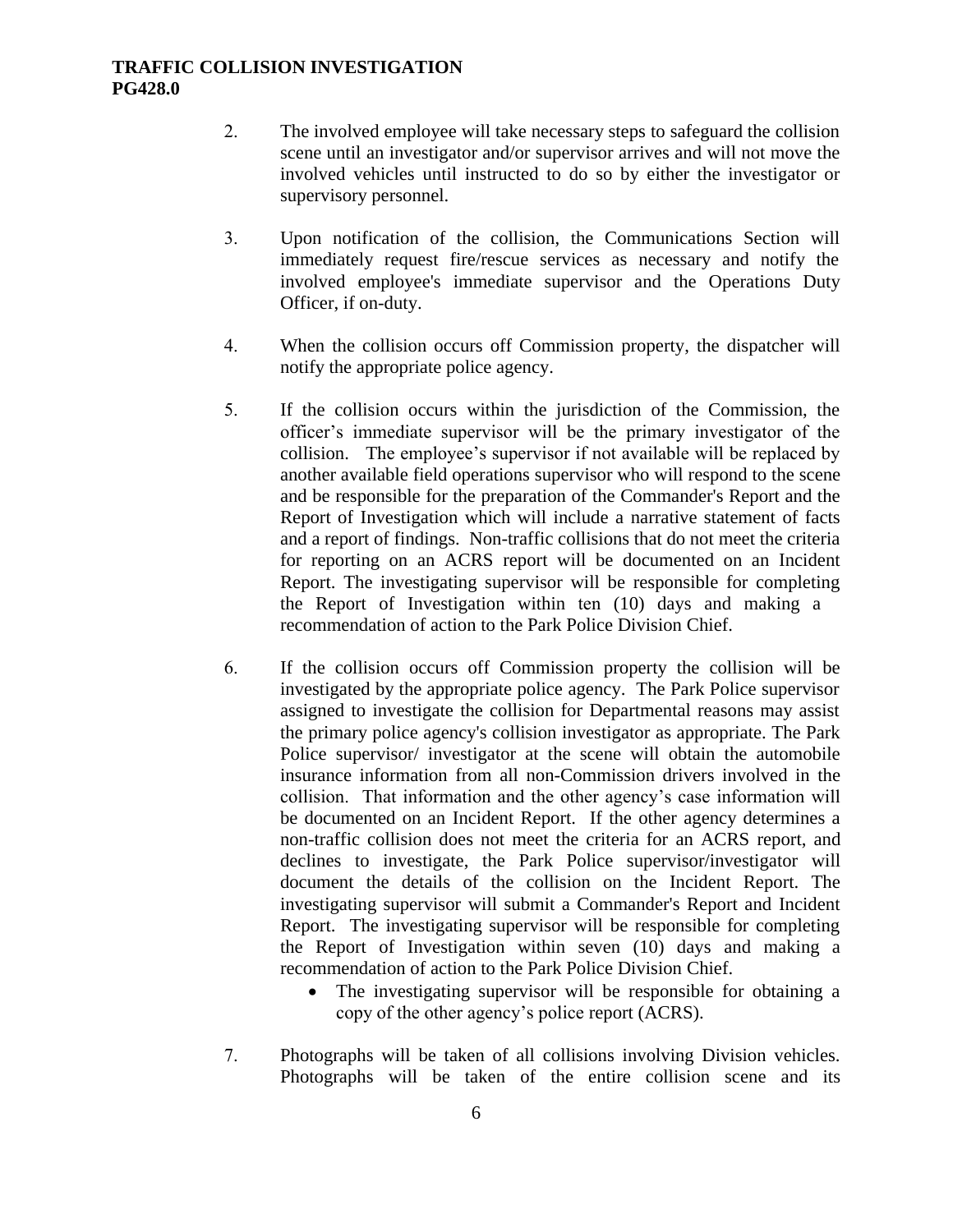2. The involved employee will take necessary steps to safeguard the collision scene until an investigator and/or supervisor arrives and will not move the involved vehicles until instructed to do so by either the investigator or supervisory personnel.

3. Upon notification of the collision, the Communications Section will immediately request fire/rescue services as necessary and notify the involved employee's immediate supervisor and the Operations Duty Officer, if on-duty.

4. When the collision occurs off Commission property, the dispatcher will notify the appropriate police agency.

5. If the collision occurs within the jurisdiction of the Commission, the officer's immediate supervisor will be the primary investigator of the collision. The employee's supervisor if not available will be replaced by another available field operations supervisor who will respond to the scene and be responsible for the preparation of the Commander's Report and the Report of Investigation which will include a narrative statement of facts and a report of findings. Non-traffic collisions that do not meet the criteria for reporting on an ACRS report will be documented on an Incident Report. The investigating supervisor will be responsible for completing the Report of Investigation within ten (10) days and making a recommendation of action to the Park Police Division Chief.

6. If the collision occurs off Commission property the collision will be investigated by the appropriate police agency. The Park Police supervisor assigned to investigate the collision for Departmental reasons may assist the primary police agency's collision investigator as appropriate. The Park Police supervisor/ investigator at the scene will obtain the automobile insurance information from all non-Commission drivers involved in the collision. That information and the other agency's case information will be documented on an Incident Report. If the other agency determines a non-traffic collision does not meet the criteria for an ACRS report, and declines to investigate, the Park Police supervisor/investigator will document the details of the collision on the Incident Report. The investigating supervisor will submit a Commander's Report and Incident Report. The investigating supervisor will be responsible for completing the Report of Investigation within seven (10) days and making a recommendation of action to the Park Police Division Chief.
   - The investigating supervisor will be responsible for obtaining a copy of the other agency's police report (ACRS).

7. Photographs will be taken of all collisions involving Division vehicles. Photographs will be taken of the entire collision scene and its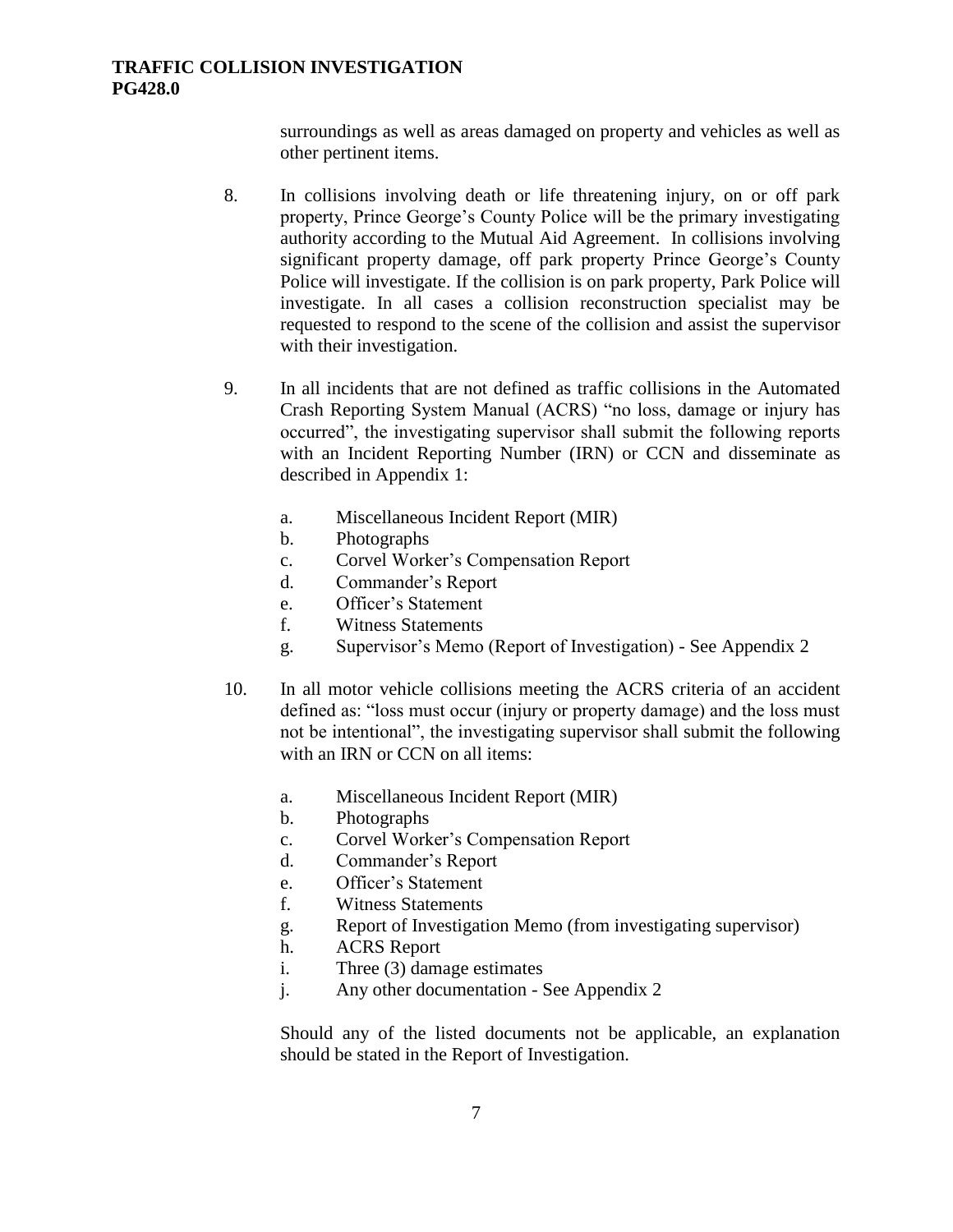surroundings as well as areas damaged on property and vehicles as well as other pertinent items.

8. In collisions involving death or life threatening injury, on or off park property, Prince George's County Police will be the primary investigating authority according to the Mutual Aid Agreement. In collisions involving significant property damage, off park property Prince George's County Police will investigate. If the collision is on park property, Park Police will investigate. In all cases a collision reconstruction specialist may be requested to respond to the scene of the collision and assist the supervisor with their investigation.

9. In all incidents that are not defined as traffic collisions in the Automated Crash Reporting System Manual (ACRS) "no loss, damage or injury has occurred", the investigating supervisor shall submit the following reports with an Incident Reporting Number (IRN) or CCN and disseminate as described in Appendix 1:

   a. Miscellaneous Incident Report (MIR)
   b. Photographs
   c. Corvel Worker's Compensation Report
   d. Commander's Report
   e. Officer's Statement
   f. Witness Statements
   g. Supervisor's Memo (Report of Investigation) - See Appendix 2

10. In all motor vehicle collisions meeting the ACRS criteria of an accident defined as: "loss must occur (injury or property damage) and the loss must not be intentional", the investigating supervisor shall submit the following with an IRN or CCN on all items:

    a. Miscellaneous Incident Report (MIR)
    b. Photographs
    c. Corvel Worker's Compensation Report
    d. Commander's Report
    e. Officer's Statement
    f. Witness Statements
    g. Report of Investigation Memo (from investigating supervisor)
    h. ACRS Report
    i. Three (3) damage estimates
    j. Any other documentation - See Appendix 2

    Should any of the listed documents not be applicable, an explanation should be stated in the Report of Investigation.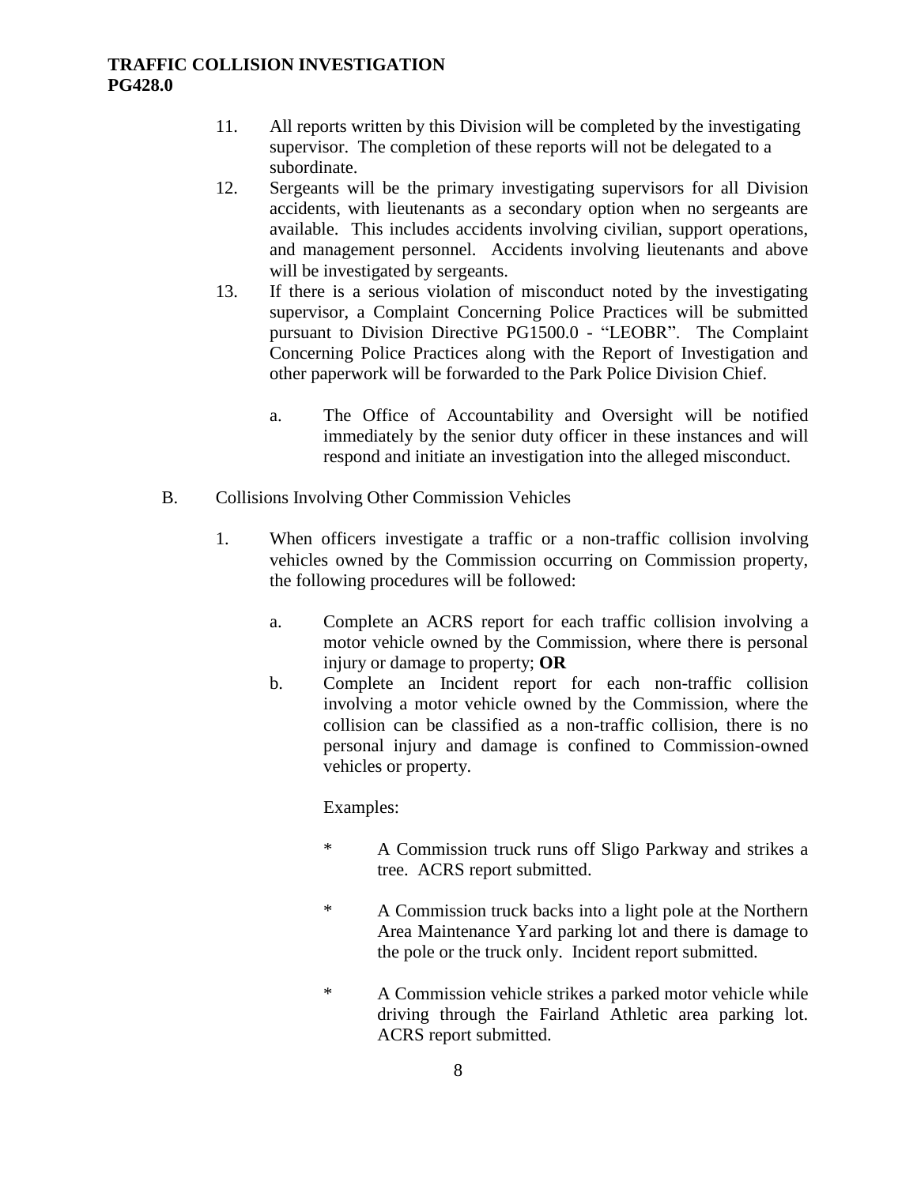11. All reports written by this Division will be completed by the investigating supervisor. The completion of these reports will not be delegated to a subordinate.
12. Sergeants will be the primary investigating supervisors for all Division accidents, with lieutenants as a secondary option when no sergeants are available. This includes accidents involving civilian, support operations, and management personnel. Accidents involving lieutenants and above will be investigated by sergeants.
13. If there is a serious violation of misconduct noted by the investigating supervisor, a Complaint Concerning Police Practices will be submitted pursuant to Division Directive PG1500.0 - "LEOBR". The Complaint Concerning Police Practices along with the Report of Investigation and other paperwork will be forwarded to the Park Police Division Chief.

    a. The Office of Accountability and Oversight will be notified immediately by the senior duty officer in these instances and will respond and initiate an investigation into the alleged misconduct.

B. Collisions Involving Other Commission Vehicles

1. When officers investigate a traffic or a non-traffic collision involving vehicles owned by the Commission occurring on Commission property, the following procedures will be followed:

    a. Complete an ACRS report for each traffic collision involving a motor vehicle owned by the Commission, where there is personal injury or damage to property; **OR**
    b. Complete an Incident report for each non-traffic collision involving a motor vehicle owned by the Commission, where the collision can be classified as a non-traffic collision, there is no personal injury and damage is confined to Commission-owned vehicles or property.

    Examples:

    * A Commission truck runs off Sligo Parkway and strikes a tree. ACRS report submitted.

    * A Commission truck backs into a light pole at the Northern Area Maintenance Yard parking lot and there is damage to the pole or the truck only. Incident report submitted.

    * A Commission vehicle strikes a parked motor vehicle while driving through the Fairland Athletic area parking lot. ACRS report submitted.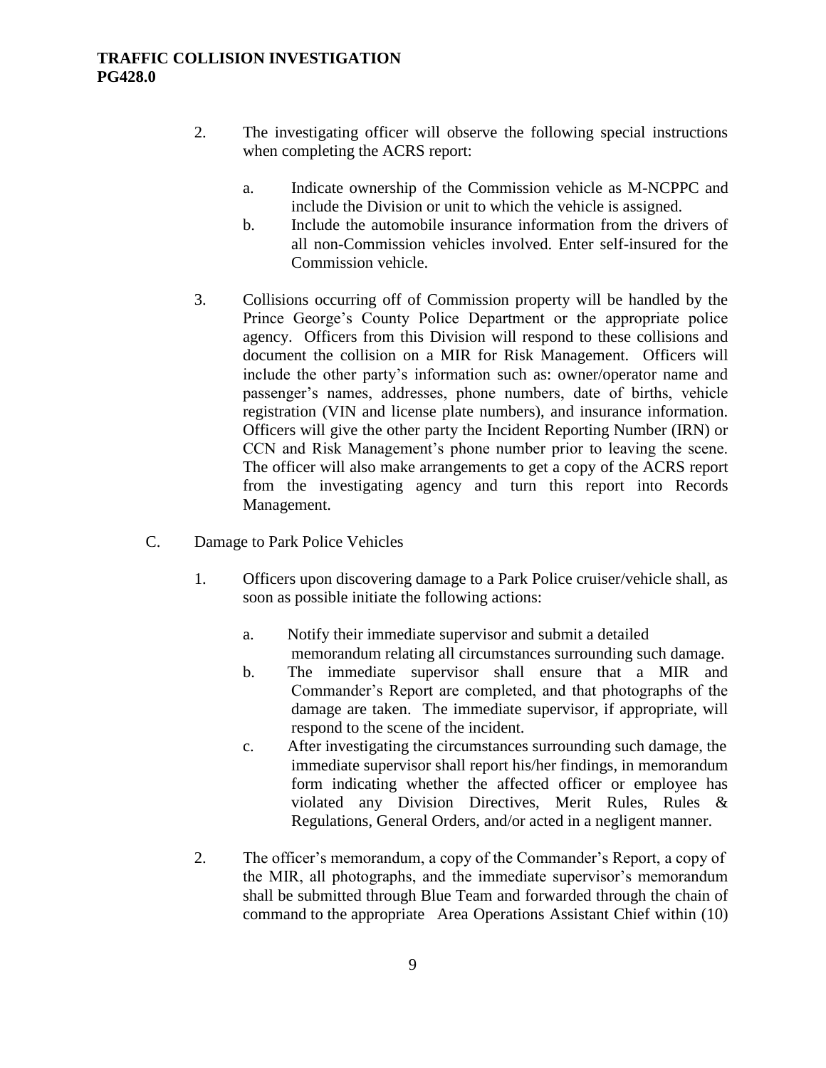2. The investigating officer will observe the following special instructions when completing the ACRS report:

   a. Indicate ownership of the Commission vehicle as M-NCPPC and include the Division or unit to which the vehicle is assigned.
   b. Include the automobile insurance information from the drivers of all non-Commission vehicles involved. Enter self-insured for the Commission vehicle.

3. Collisions occurring off of Commission property will be handled by the Prince George's County Police Department or the appropriate police agency. Officers from this Division will respond to these collisions and document the collision on a MIR for Risk Management. Officers will include the other party's information such as: owner/operator name and passenger's names, addresses, phone numbers, date of births, vehicle registration (VIN and license plate numbers), and insurance information. Officers will give the other party the Incident Reporting Number (IRN) or CCN and Risk Management's phone number prior to leaving the scene. The officer will also make arrangements to get a copy of the ACRS report from the investigating agency and turn this report into Records Management.

C. Damage to Park Police Vehicles

1. Officers upon discovering damage to a Park Police cruiser/vehicle shall, as soon as possible initiate the following actions:

   a. Notify their immediate supervisor and submit a detailed memorandum relating all circumstances surrounding such damage.
   b. The immediate supervisor shall ensure that a MIR and Commander's Report are completed, and that photographs of the damage are taken. The immediate supervisor, if appropriate, will respond to the scene of the incident.
   c. After investigating the circumstances surrounding such damage, the immediate supervisor shall report his/her findings, in memorandum form indicating whether the affected officer or employee has violated any Division Directives, Merit Rules, Rules & Regulations, General Orders, and/or acted in a negligent manner.

2. The officer's memorandum, a copy of the Commander's Report, a copy of the MIR, all photographs, and the immediate supervisor's memorandum shall be submitted through Blue Team and forwarded through the chain of command to the appropriate Area Operations Assistant Chief within (10)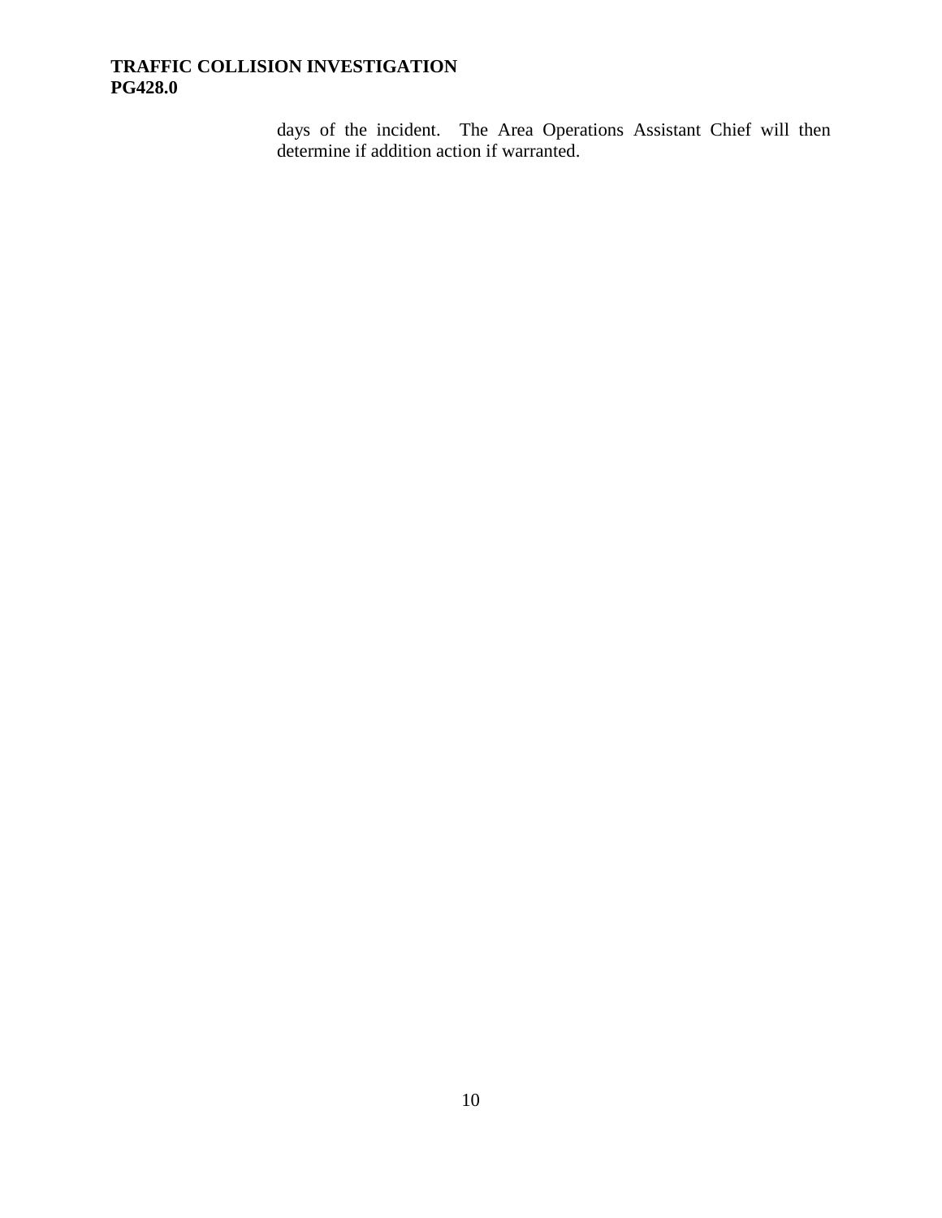days of the incident. The Area Operations Assistant Chief will then determine if addition action if warranted.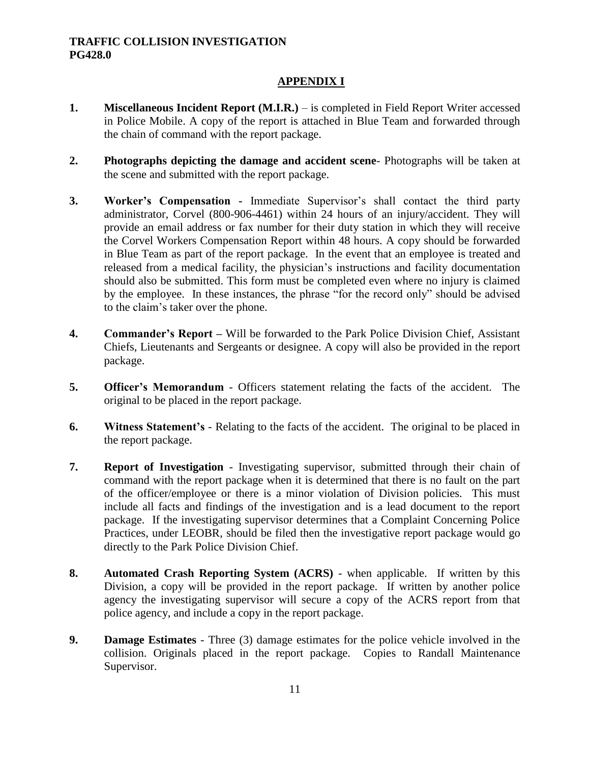## APPENDIX I

1. **Miscellaneous Incident Report (M.I.R.)** – is completed in Field Report Writer accessed in Police Mobile. A copy of the report is attached in Blue Team and forwarded through the chain of command with the report package.

2. **Photographs depicting the damage and accident scene**- Photographs will be taken at the scene and submitted with the report package.

3. **Worker's Compensation -** Immediate Supervisor's shall contact the third party administrator, Corvel (800-906-4461) within 24 hours of an injury/accident. They will provide an email address or fax number for their duty station in which they will receive the Corvel Workers Compensation Report within 48 hours. A copy should be forwarded in Blue Team as part of the report package. In the event that an employee is treated and released from a medical facility, the physician's instructions and facility documentation should also be submitted. This form must be completed even where no injury is claimed by the employee. In these instances, the phrase "for the record only" should be advised to the claim's taker over the phone.

4. **Commander's Report –** Will be forwarded to the Park Police Division Chief, Assistant Chiefs, Lieutenants and Sergeants or designee. A copy will also be provided in the report package.

5. **Officer's Memorandum** - Officers statement relating the facts of the accident. The original to be placed in the report package.

6. **Witness Statement's** - Relating to the facts of the accident. The original to be placed in the report package.

7. **Report of Investigation** - Investigating supervisor, submitted through their chain of command with the report package when it is determined that there is no fault on the part of the officer/employee or there is a minor violation of Division policies. This must include all facts and findings of the investigation and is a lead document to the report package. If the investigating supervisor determines that a Complaint Concerning Police Practices, under LEOBR, should be filed then the investigative report package would go directly to the Park Police Division Chief.

8. **Automated Crash Reporting System (ACRS)** - when applicable. If written by this Division, a copy will be provided in the report package. If written by another police agency the investigating supervisor will secure a copy of the ACRS report from that police agency, and include a copy in the report package.

9. **Damage Estimates** - Three (3) damage estimates for the police vehicle involved in the collision. Originals placed in the report package. Copies to Randall Maintenance Supervisor.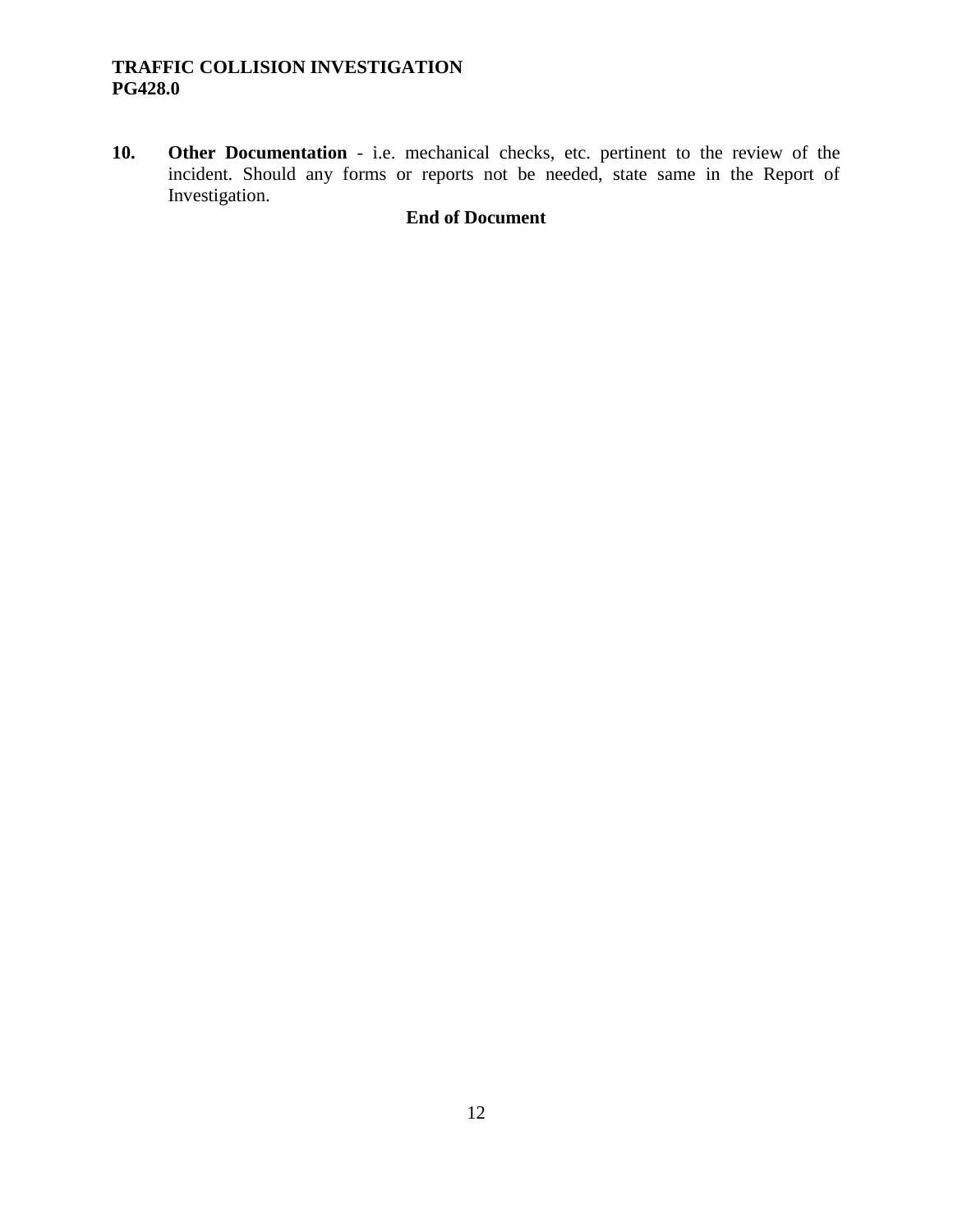10. **Other Documentation** - i.e. mechanical checks, etc. pertinent to the review of the incident. Should any forms or reports not be needed, state same in the Report of Investigation.

**End of Document**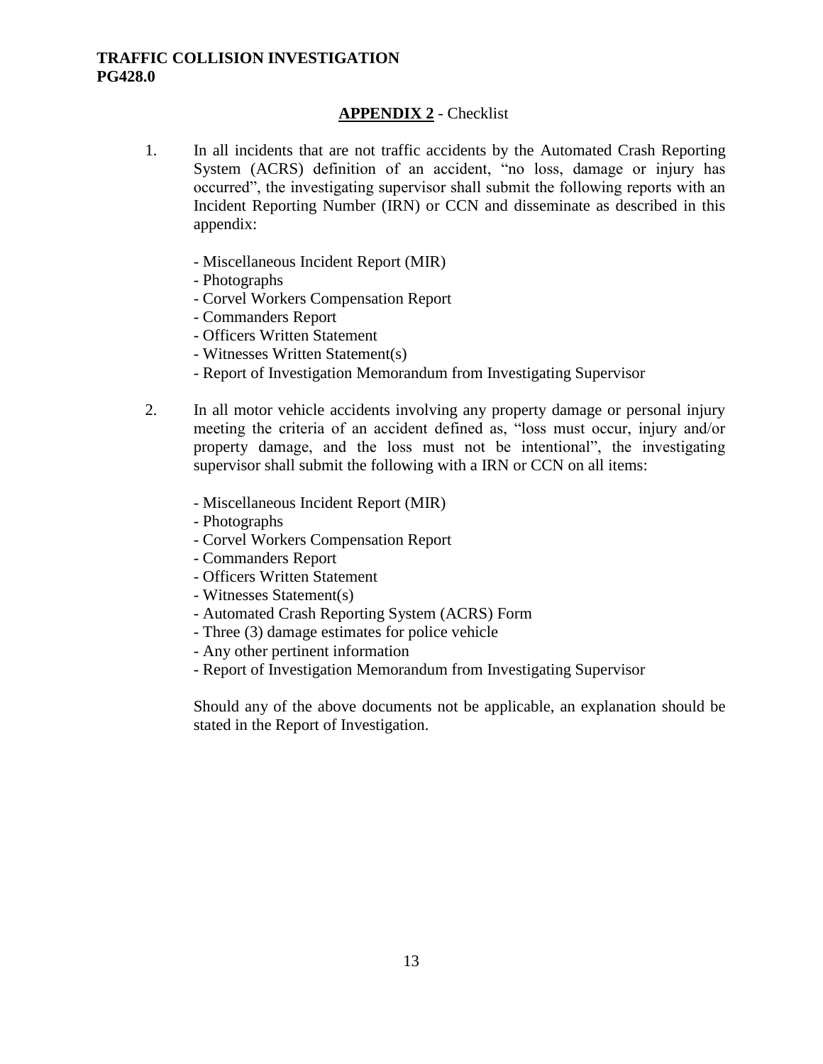## APPENDIX 2 - Checklist

1. In all incidents that are not traffic accidents by the Automated Crash Reporting System (ACRS) definition of an accident, "no loss, damage or injury has occurred", the investigating supervisor shall submit the following reports with an Incident Reporting Number (IRN) or CCN and disseminate as described in this appendix:

   - Miscellaneous Incident Report (MIR)
   - Photographs
   - Corvel Workers Compensation Report
   - Commanders Report
   - Officers Written Statement
   - Witnesses Written Statement(s)
   - Report of Investigation Memorandum from Investigating Supervisor

2. In all motor vehicle accidents involving any property damage or personal injury meeting the criteria of an accident defined as, "loss must occur, injury and/or property damage, and the loss must not be intentional", the investigating supervisor shall submit the following with a IRN or CCN on all items:

   - Miscellaneous Incident Report (MIR)
   - Photographs
   - Corvel Workers Compensation Report
   - Commanders Report
   - Officers Written Statement
   - Witnesses Statement(s)
   - Automated Crash Reporting System (ACRS) Form
   - Three (3) damage estimates for police vehicle
   - Any other pertinent information
   - Report of Investigation Memorandum from Investigating Supervisor

   Should any of the above documents not be applicable, an explanation should be stated in the Report of Investigation.